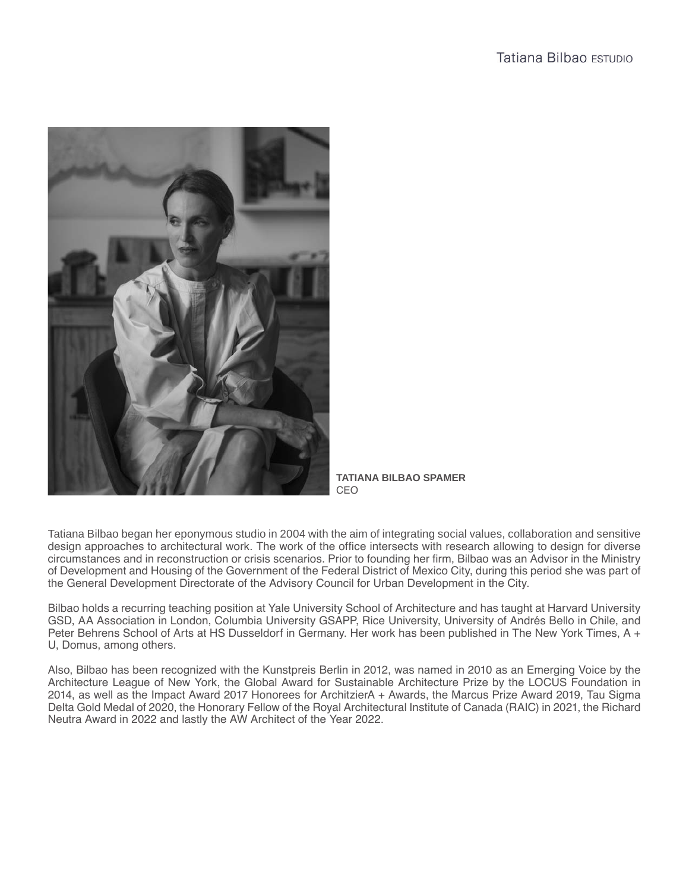Tatiana Bilbao ESTUDIO

**TATIANA BILBAO SPAMER**
CEO

Tatiana Bilbao began her eponymous studio in 2004 with the aim of integrating social values, collaboration and sensitive design approaches to architectural work. The work of the office intersects with research allowing to design for diverse circumstances and in reconstruction or crisis scenarios. Prior to founding her firm, Bilbao was an Advisor in the Ministry of Development and Housing of the Government of the Federal District of Mexico City, during this period she was part of the General Development Directorate of the Advisory Council for Urban Development in the City.

Bilbao holds a recurring teaching position at Yale University School of Architecture and has taught at Harvard University GSD, AA Association in London, Columbia University GSAPP, Rice University, University of Andrés Bello in Chile, and Peter Behrens School of Arts at HS Dusseldorf in Germany. Her work has been published in The New York Times, A + U, Domus, among others.

Also, Bilbao has been recognized with the Kunstpreis Berlin in 2012, was named in 2010 as an Emerging Voice by the Architecture League of New York, the Global Award for Sustainable Architecture Prize by the LOCUS Foundation in 2014, as well as the Impact Award 2017 Honorees for ArchitzierA + Awards, the Marcus Prize Award 2019, Tau Sigma Delta Gold Medal of 2020, the Honorary Fellow of the Royal Architectural Institute of Canada (RAIC) in 2021, the Richard Neutra Award in 2022 and lastly the AW Architect of the Year 2022.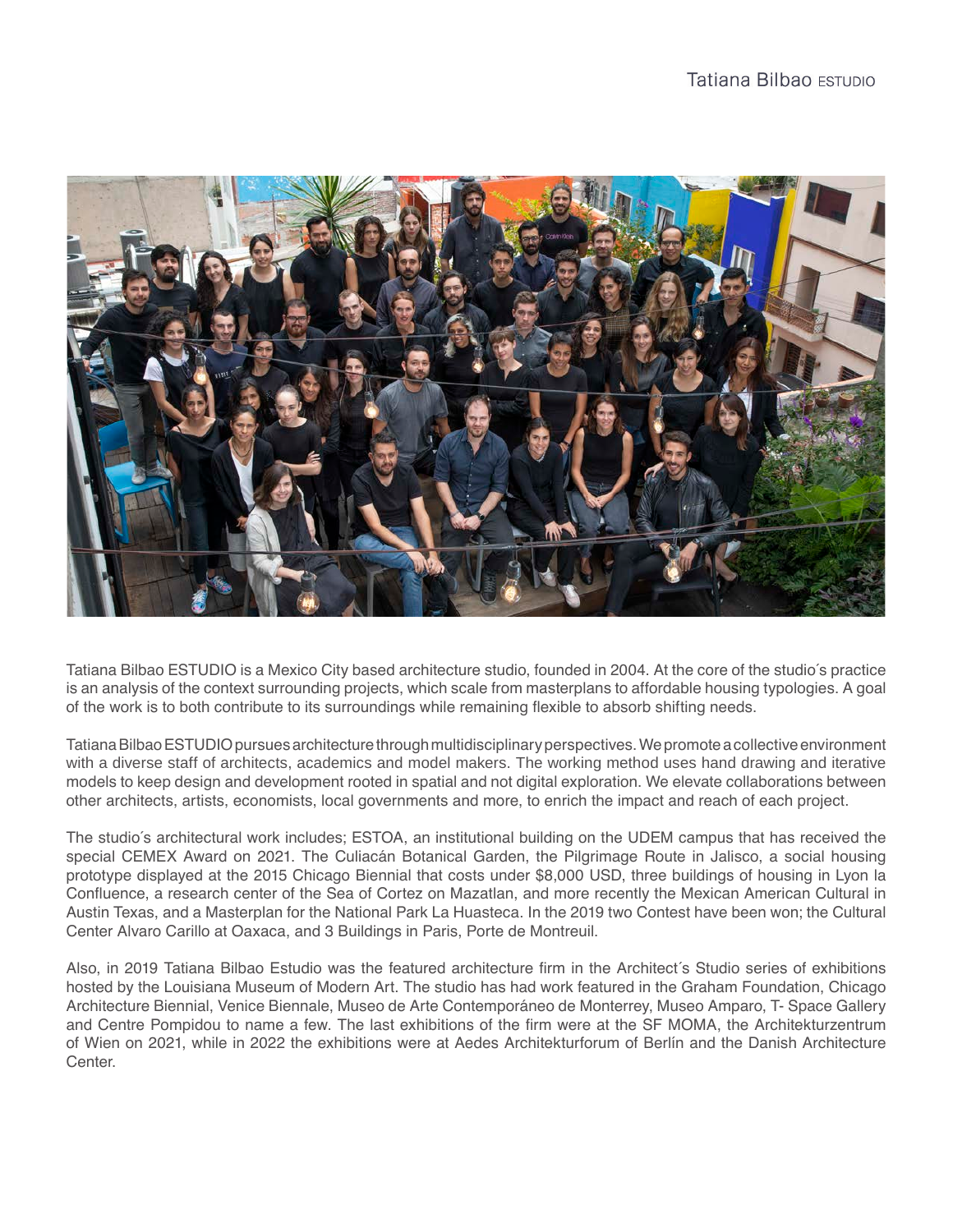Tatiana Bilbao ESTUDIO is a Mexico City based architecture studio, founded in 2004. At the core of the studio´s practice is an analysis of the context surrounding projects, which scale from masterplans to affordable housing typologies. A goal of the work is to both contribute to its surroundings while remaining flexible to absorb shifting needs.

Tatiana Bilbao ESTUDIO pursues architecture through multidisciplinary perspectives. We promote a collective environment with a diverse staff of architects, academics and model makers. The working method uses hand drawing and iterative models to keep design and development rooted in spatial and not digital exploration. We elevate collaborations between other architects, artists, economists, local governments and more, to enrich the impact and reach of each project.

The studio´s architectural work includes; ESTOA, an institutional building on the UDEM campus that has received the special CEMEX Award on 2021. The Culiacán Botanical Garden, the Pilgrimage Route in Jalisco, a social housing prototype displayed at the 2015 Chicago Biennial that costs under $8,000 USD, three buildings of housing in Lyon la Confluence, a research center of the Sea of Cortez on Mazatlan, and more recently the Mexican American Cultural in Austin Texas, and a Masterplan for the National Park La Huasteca. In the 2019 two Contest have been won; the Cultural Center Alvaro Carillo at Oaxaca, and 3 Buildings in Paris, Porte de Montreuil.

Also, in 2019 Tatiana Bilbao Estudio was the featured architecture firm in the Architect´s Studio series of exhibitions hosted by the Louisiana Museum of Modern Art. The studio has had work featured in the Graham Foundation, Chicago Architecture Biennial, Venice Biennale, Museo de Arte Contemporáneo de Monterrey, Museo Amparo, T- Space Gallery and Centre Pompidou to name a few. The last exhibitions of the firm were at the SF MOMA, the Architekturzentrum of Wien on 2021, while in 2022 the exhibitions were at Aedes Architekturforum of Berlín and the Danish Architecture Center.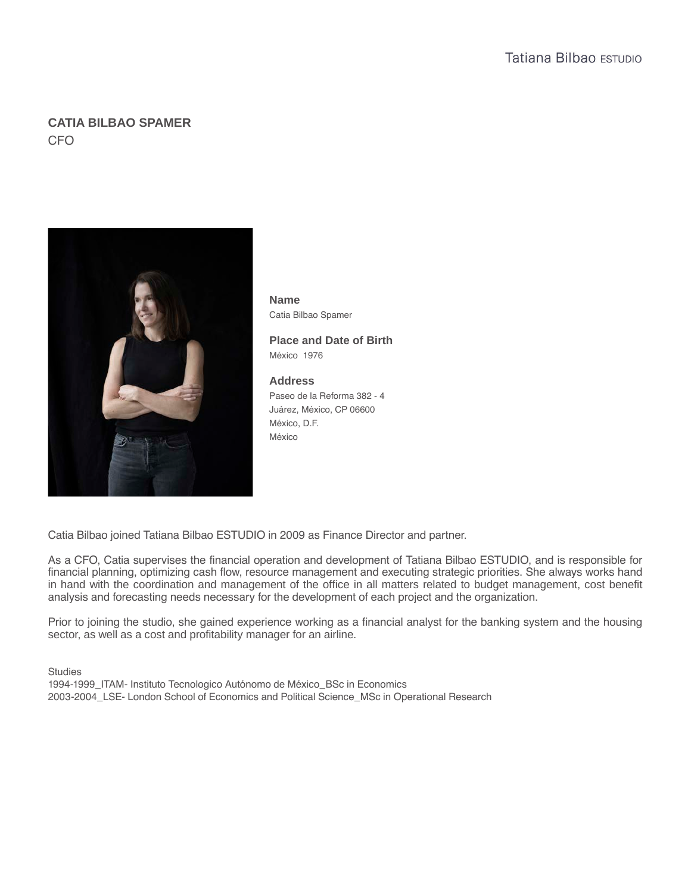**CATIA BILBAO SPAMER**
CFO

**Name**
Catia Bilbao Spamer

**Place and Date of Birth**
México 1976

**Address**
Paseo de la Reforma 382 - 4
Juárez, México, CP 06600
México, D.F.
México

Catia Bilbao joined Tatiana Bilbao ESTUDIO in 2009 as Finance Director and partner.

As a CFO, Catia supervises the financial operation and development of Tatiana Bilbao ESTUDIO, and is responsible for financial planning, optimizing cash flow, resource management and executing strategic priorities. She always works hand in hand with the coordination and management of the office in all matters related to budget management, cost benefit analysis and forecasting needs necessary for the development of each project and the organization.

Prior to joining the studio, she gained experience working as a financial analyst for the banking system and the housing sector, as well as a cost and profitability manager for an airline.

Studies
1994-1999_ITAM- Instituto Tecnologico Autónomo de México_BSc in Economics
2003-2004_LSE- London School of Economics and Political Science_MSc in Operational Research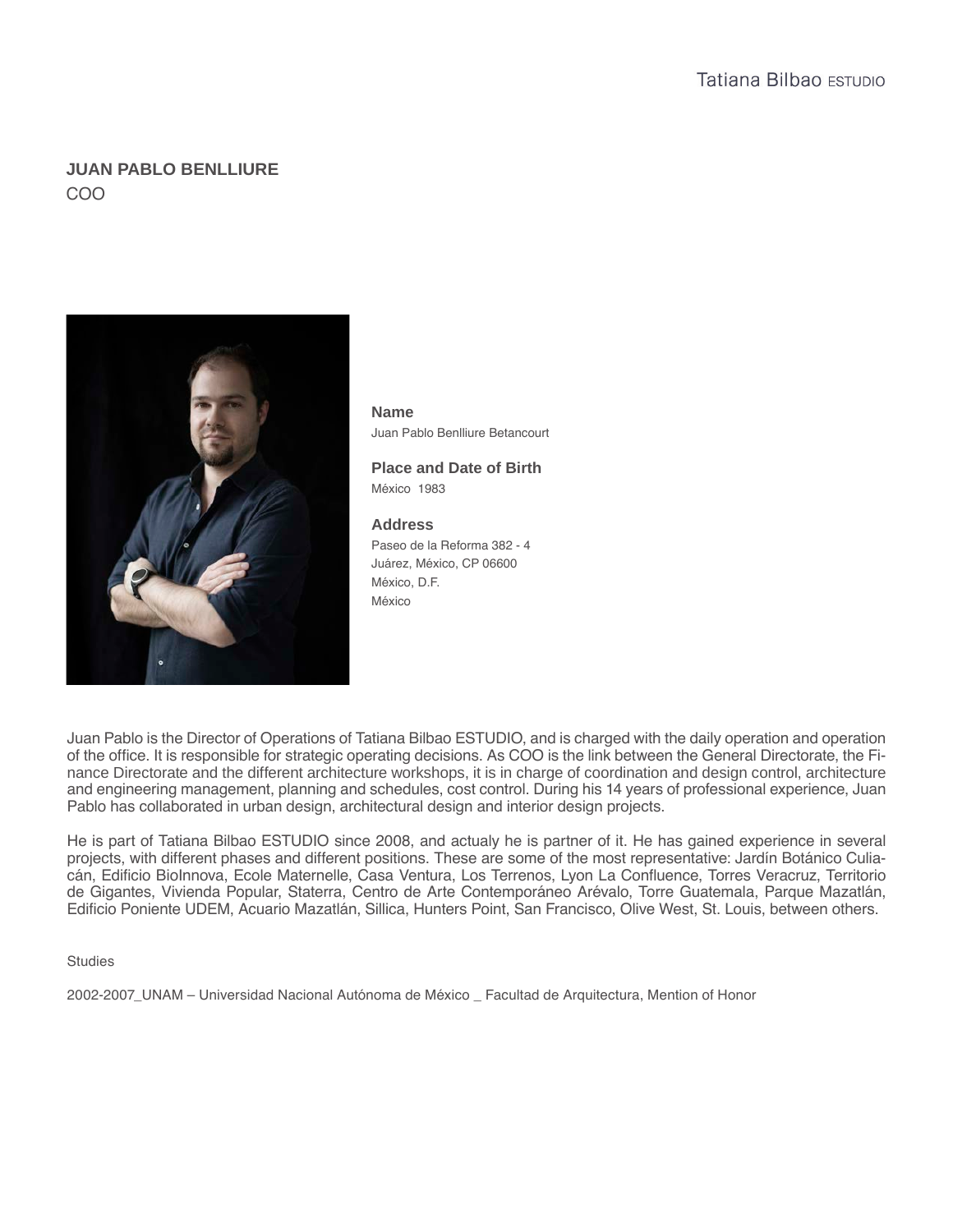## JUAN PABLO BENLLIURE

COO

**Name**
Juan Pablo Benlliure Betancourt

**Place and Date of Birth**
México 1983

**Address**
Paseo de la Reforma 382 - 4
Juárez, México, CP 06600
México, D.F.
México

Juan Pablo is the Director of Operations of Tatiana Bilbao ESTUDIO, and is charged with the daily operation and operation of the office. It is responsible for strategic operating decisions. As COO is the link between the General Directorate, the Finance Directorate and the different architecture workshops, it is in charge of coordination and design control, architecture and engineering management, planning and schedules, cost control. During his 14 years of professional experience, Juan Pablo has collaborated in urban design, architectural design and interior design projects.

He is part of Tatiana Bilbao ESTUDIO since 2008, and actualy he is partner of it. He has gained experience in several projects, with different phases and different positions. These are some of the most representative: Jardín Botánico Culiacán, Edificio BioInnova, Ecole Maternelle, Casa Ventura, Los Terrenos, Lyon La Confluence, Torres Veracruz, Territorio de Gigantes, Vivienda Popular, Staterra, Centro de Arte Contemporáneo Arévalo, Torre Guatemala, Parque Mazatlán, Edificio Poniente UDEM, Acuario Mazatlán, Sillica, Hunters Point, San Francisco, Olive West, St. Louis, between others.

Studies

2002-2007_UNAM – Universidad Nacional Autónoma de México _ Facultad de Arquitectura, Mention of Honor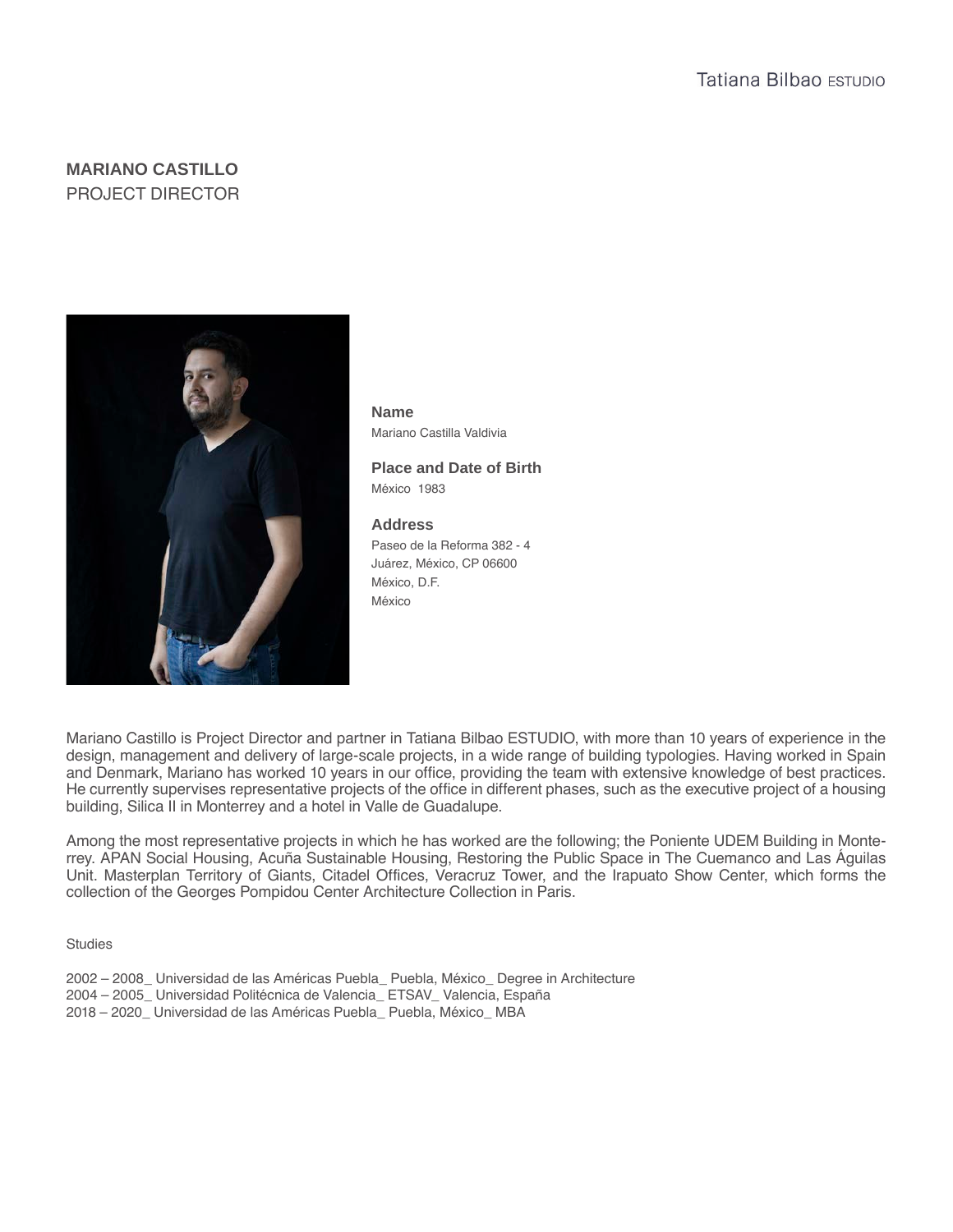# MARIANO CASTILLO

PROJECT DIRECTOR

**Name**

Mariano Castilla Valdivia

**Place and Date of Birth**

México 1983

**Address**

Paseo de la Reforma 382 - 4
Juárez, México, CP 06600
México, D.F.
México

Mariano Castillo is Project Director and partner in Tatiana Bilbao ESTUDIO, with more than 10 years of experience in the design, management and delivery of large-scale projects, in a wide range of building typologies. Having worked in Spain and Denmark, Mariano has worked 10 years in our office, providing the team with extensive knowledge of best practices. He currently supervises representative projects of the office in different phases, such as the executive project of a housing building, Silica II in Monterrey and a hotel in Valle de Guadalupe.

Among the most representative projects in which he has worked are the following; the Poniente UDEM Building in Monterrey. APAN Social Housing, Acuña Sustainable Housing, Restoring the Public Space in The Cuemanco and Las Águilas Unit. Masterplan Territory of Giants, Citadel Offices, Veracruz Tower, and the Irapuato Show Center, which forms the collection of the Georges Pompidou Center Architecture Collection in Paris.

Studies

2002 – 2008_ Universidad de las Américas Puebla_ Puebla, México_ Degree in Architecture
2004 – 2005_ Universidad Politécnica de Valencia_ ETSAV_ Valencia, España
2018 – 2020_ Universidad de las Américas Puebla_ Puebla, México_ MBA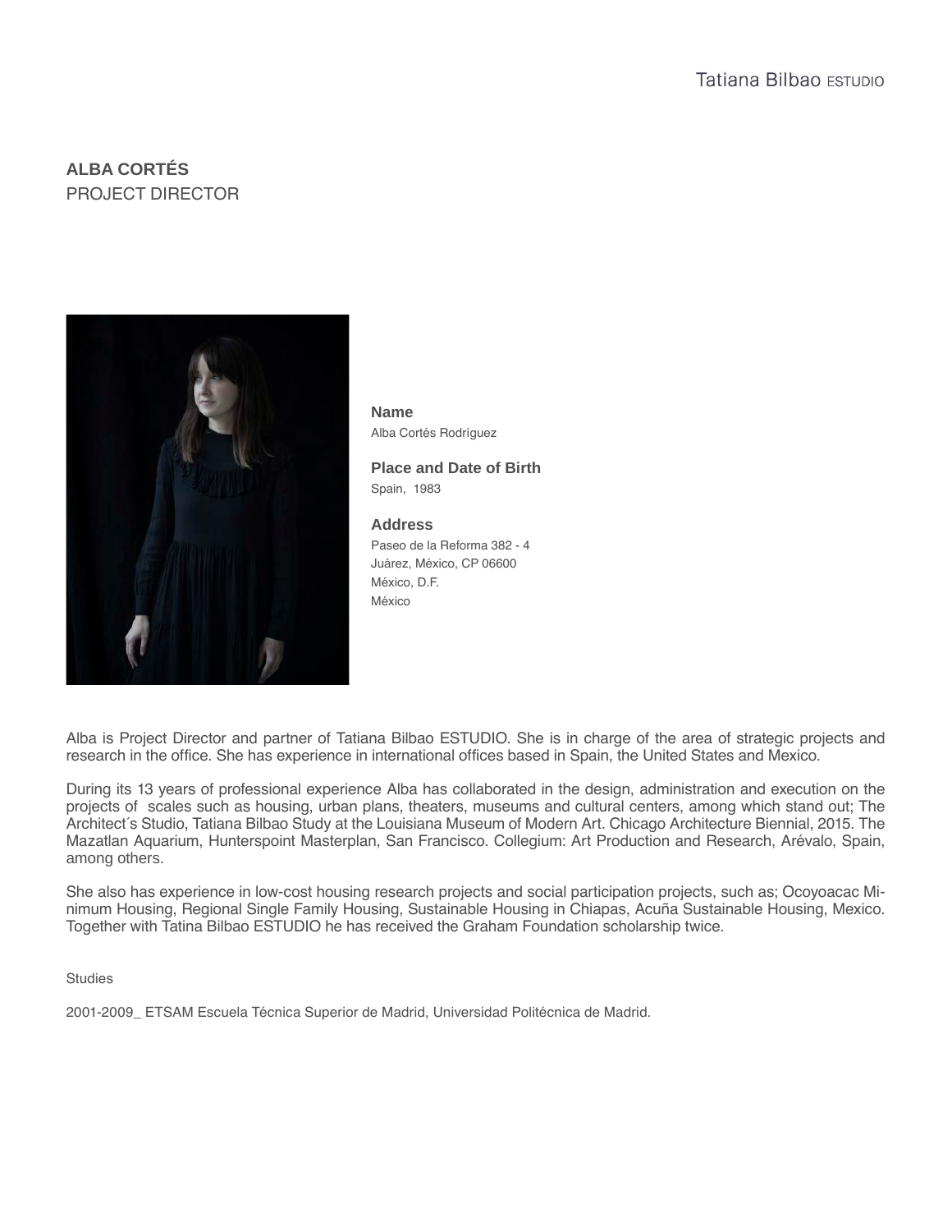## ALBA CORTÉS

PROJECT DIRECTOR

**Name**
Alba Cortés Rodríguez

**Place and Date of Birth**
Spain, 1983

**Address**
Paseo de la Reforma 382 - 4
Juárez, México, CP 06600
México, D.F.
México

Alba is Project Director and partner of Tatiana Bilbao ESTUDIO. She is in charge of the area of strategic projects and research in the office. She has experience in international offices based in Spain, the United States and Mexico.

During its 13 years of professional experience Alba has collaborated in the design, administration and execution on the projects of scales such as housing, urban plans, theaters, museums and cultural centers, among which stand out; The Architect´s Studio, Tatiana Bilbao Study at the Louisiana Museum of Modern Art. Chicago Architecture Biennial, 2015. The Mazatlan Aquarium, Hunterspoint Masterplan, San Francisco. Collegium: Art Production and Research, Arévalo, Spain, among others.

She also has experience in low-cost housing research projects and social participation projects, such as; Ocoyoacac Minimum Housing, Regional Single Family Housing, Sustainable Housing in Chiapas, Acuña Sustainable Housing, Mexico. Together with Tatina Bilbao ESTUDIO he has received the Graham Foundation scholarship twice.

Studies

2001-2009_ ETSAM Escuela Técnica Superior de Madrid, Universidad Politécnica de Madrid.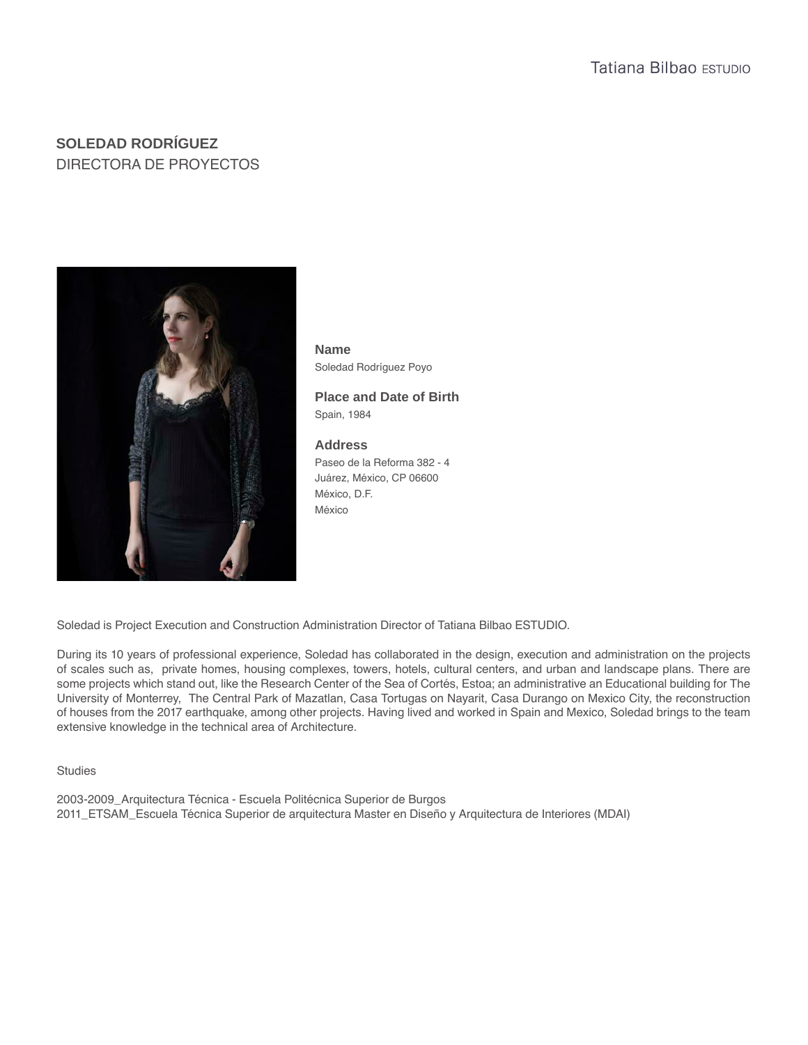## SOLEDAD RODRÍGUEZ
DIRECTORA DE PROYECTOS

**Name**
Soledad Rodríguez Poyo

**Place and Date of Birth**
Spain, 1984

**Address**
Paseo de la Reforma 382 - 4
Juárez, México, CP 06600
México, D.F.
México

Soledad is Project Execution and Construction Administration Director of Tatiana Bilbao ESTUDIO.

During its 10 years of professional experience, Soledad has collaborated in the design, execution and administration on the projects of scales such as, private homes, housing complexes, towers, hotels, cultural centers, and urban and landscape plans. There are some projects which stand out, like the Research Center of the Sea of Cortés, Estoa; an administrative an Educational building for The University of Monterrey, The Central Park of Mazatlan, Casa Tortugas on Nayarit, Casa Durango on Mexico City, the reconstruction of houses from the 2017 earthquake, among other projects. Having lived and worked in Spain and Mexico, Soledad brings to the team extensive knowledge in the technical area of Architecture.

Studies

2003-2009_Arquitectura Técnica - Escuela Politécnica Superior de Burgos
2011_ETSAM_Escuela Técnica Superior de arquitectura Master en Diseño y Arquitectura de Interiores (MDAI)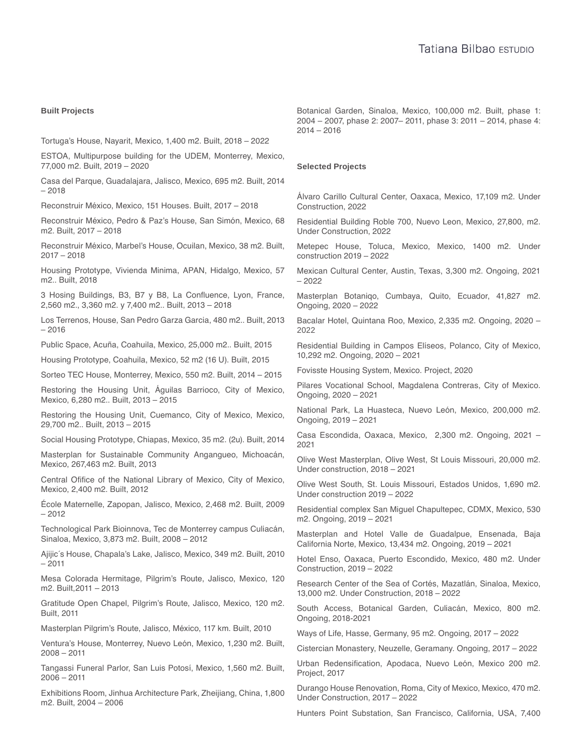## Built Projects

Tortuga's House, Nayarit, Mexico, 1,400 m2. Built, 2018 – 2022

ESTOA, Multipurpose building for the UDEM, Monterrey, Mexico, 77,000 m2. Built, 2019 – 2020

Casa del Parque, Guadalajara, Jalisco, Mexico, 695 m2. Built, 2014 – 2018

Reconstruir México, Mexico, 151 Houses. Built, 2017 – 2018

Reconstruir México, Pedro & Paz's House, San Simón, Mexico, 68 m2. Built, 2017 – 2018

Reconstruir México, Marbel's House, Ocuilan, Mexico, 38 m2. Built, 2017 – 2018

Housing Prototype, Vivienda Minima, APAN, Hidalgo, Mexico, 57 m2.. Built, 2018

3 Hosing Buildings, B3, B7 y B8, La Confluence, Lyon, France, 2,560 m2., 3,360 m2. y 7,400 m2.. Built, 2013 – 2018

Los Terrenos, House, San Pedro Garza Garcia, 480 m2.. Built, 2013 – 2016

Public Space, Acuña, Coahuila, Mexico, 25,000 m2.. Built, 2015

Housing Prototype, Coahuila, Mexico, 52 m2 (16 U). Built, 2015

Sorteo TEC House, Monterrey, Mexico, 550 m2. Built, 2014 – 2015

Restoring the Housing Unit, Águilas Barrioco, City of Mexico, Mexico, 6,280 m2.. Built, 2013 – 2015

Restoring the Housing Unit, Cuemanco, City of Mexico, Mexico, 29,700 m2.. Built, 2013 – 2015

Social Housing Prototype, Chiapas, Mexico, 35 m2. (2u). Built, 2014

Masterplan for Sustainable Community Angangueo, Michoacán, Mexico, 267,463 m2. Built, 2013

Central Ofifice of the National Library of Mexico, City of Mexico, Mexico, 2,400 m2. Built, 2012

École Maternelle, Zapopan, Jalisco, Mexico, 2,468 m2. Built, 2009 – 2012

Technological Park Bioinnova, Tec de Monterrey campus Culiacán, Sinaloa, Mexico, 3,873 m2. Built, 2008 – 2012

Ajijic´s House, Chapala's Lake, Jalisco, Mexico, 349 m2. Built, 2010 – 2011

Mesa Colorada Hermitage, Pilgrim's Route, Jalisco, Mexico, 120 m2. Built,2011 – 2013

Gratitude Open Chapel, Pilgrim's Route, Jalisco, Mexico, 120 m2. Built, 2011

Masterplan Pilgrim's Route, Jalisco, México, 117 km. Built, 2010

Ventura's House, Monterrey, Nuevo León, Mexico, 1,230 m2. Built, 2008 – 2011

Tangassi Funeral Parlor, San Luis Potosí, Mexico, 1,560 m2. Built, 2006 – 2011

Exhibitions Room, Jinhua Architecture Park, Zheijiang, China, 1,800 m2. Built, 2004 – 2006

Botanical Garden, Sinaloa, Mexico, 100,000 m2. Built, phase 1: 2004 – 2007, phase 2: 2007– 2011, phase 3: 2011 – 2014, phase 4: 2014 – 2016

## Selected Projects

Álvaro Carillo Cultural Center, Oaxaca, Mexico, 17,109 m2. Under Construction, 2022

Residential Building Roble 700, Nuevo Leon, Mexico, 27,800, m2. Under Construction, 2022

Metepec House, Toluca, Mexico, Mexico, 1400 m2. Under construction 2019 – 2022

Mexican Cultural Center, Austin, Texas, 3,300 m2. Ongoing, 2021 – 2022

Masterplan Botaniqo, Cumbaya, Quito, Ecuador, 41,827 m2. Ongoing, 2020 – 2022

Bacalar Hotel, Quintana Roo, Mexico, 2,335 m2. Ongoing, 2020 – 2022

Residential Building in Campos Elíseos, Polanco, City of Mexico, 10,292 m2. Ongoing, 2020 – 2021

Fovisste Housing System, Mexico. Project, 2020

Pilares Vocational School, Magdalena Contreras, City of Mexico. Ongoing, 2020 – 2021

National Park, La Huasteca, Nuevo León, Mexico, 200,000 m2. Ongoing, 2019 – 2021

Casa Escondida, Oaxaca, Mexico, 2,300 m2. Ongoing, 2021 – 2021

Olive West Masterplan, Olive West, St Louis Missouri, 20,000 m2. Under construction, 2018 – 2021

Olive West South, St. Louis Missouri, Estados Unidos, 1,690 m2. Under construction 2019 – 2022

Residential complex San Miguel Chapultepec, CDMX, Mexico, 530 m2. Ongoing, 2019 – 2021

Masterplan and Hotel Valle de Guadalpue, Ensenada, Baja California Norte, Mexico, 13,434 m2. Ongoing, 2019 – 2021

Hotel Enso, Oaxaca, Puerto Escondido, Mexico, 480 m2. Under Construction, 2019 – 2022

Research Center of the Sea of Cortés, Mazatlán, Sinaloa, Mexico, 13,000 m2. Under Construction, 2018 – 2022

South Access, Botanical Garden, Culiacán, Mexico, 800 m2. Ongoing, 2018-2021

Ways of Life, Hasse, Germany, 95 m2. Ongoing, 2017 – 2022

Cistercian Monastery, Neuzelle, Geramany. Ongoing, 2017 – 2022

Urban Redensification, Apodaca, Nuevo León, Mexico 200 m2. Project, 2017

Durango House Renovation, Roma, City of Mexico, Mexico, 470 m2. Under Construction, 2017 – 2022

Hunters Point Substation, San Francisco, California, USA, 7,400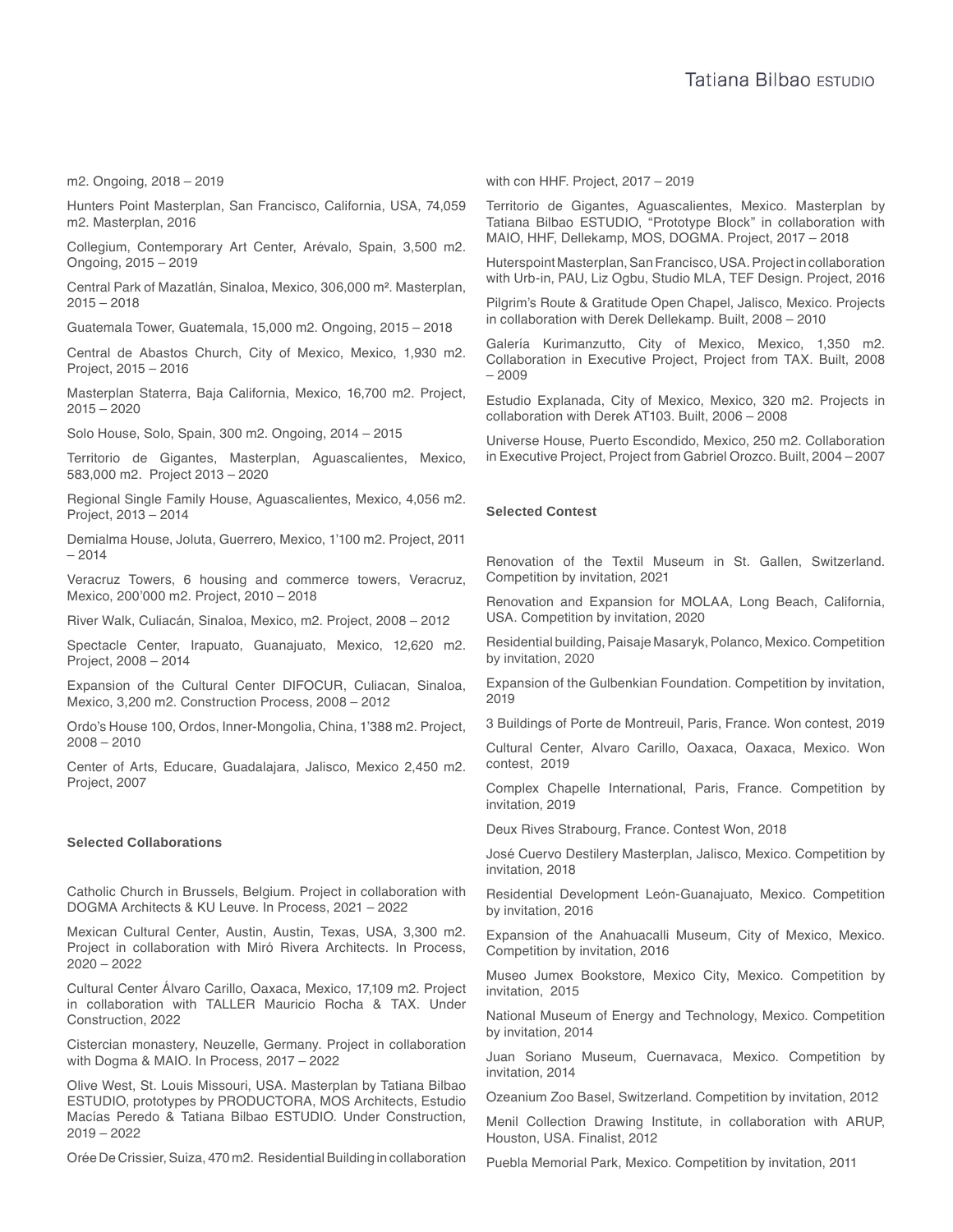m2. Ongoing, 2018 – 2019

Hunters Point Masterplan, San Francisco, California, USA, 74,059 m2. Masterplan, 2016

Collegium, Contemporary Art Center, Arévalo, Spain, 3,500 m2. Ongoing, 2015 – 2019

Central Park of Mazatlán, Sinaloa, Mexico, 306,000 m². Masterplan, 2015 – 2018

Guatemala Tower, Guatemala, 15,000 m2. Ongoing, 2015 – 2018

Central de Abastos Church, City of Mexico, Mexico, 1,930 m2. Project, 2015 – 2016

Masterplan Staterra, Baja California, Mexico, 16,700 m2. Project, 2015 – 2020

Solo House, Solo, Spain, 300 m2. Ongoing, 2014 – 2015

Territorio de Gigantes, Masterplan, Aguascalientes, Mexico, 583,000 m2. Project 2013 – 2020

Regional Single Family House, Aguascalientes, Mexico, 4,056 m2. Project, 2013 – 2014

Demialma House, Joluta, Guerrero, Mexico, 1'100 m2. Project, 2011 – 2014

Veracruz Towers, 6 housing and commerce towers, Veracruz, Mexico, 200'000 m2. Project, 2010 – 2018

River Walk, Culiacán, Sinaloa, Mexico, m2. Project, 2008 – 2012

Spectacle Center, Irapuato, Guanajuato, Mexico, 12,620 m2. Project, 2008 – 2014

Expansion of the Cultural Center DIFOCUR, Culiacan, Sinaloa, Mexico, 3,200 m2. Construction Process, 2008 – 2012

Ordo's House 100, Ordos, Inner-Mongolia, China, 1'388 m2. Project, 2008 – 2010

Center of Arts, Educare, Guadalajara, Jalisco, Mexico 2,450 m2. Project, 2007

### Selected Collaborations

Catholic Church in Brussels, Belgium. Project in collaboration with DOGMA Architects & KU Leuve. In Process, 2021 – 2022

Mexican Cultural Center, Austin, Austin, Texas, USA, 3,300 m2. Project in collaboration with Miró Rivera Architects. In Process, 2020 – 2022

Cultural Center Álvaro Carillo, Oaxaca, Mexico, 17,109 m2. Project in collaboration with TALLER Mauricio Rocha & TAX. Under Construction, 2022

Cistercian monastery, Neuzelle, Germany. Project in collaboration with Dogma & MAIO. In Process, 2017 – 2022

Olive West, St. Louis Missouri, USA. Masterplan by Tatiana Bilbao ESTUDIO, prototypes by PRODUCTORA, MOS Architects, Estudio Macías Peredo & Tatiana Bilbao ESTUDIO. Under Construction, 2019 – 2022

Orée De Crissier, Suiza, 470 m2. Residential Building in collaboration with con HHF. Project, 2017 – 2019

Territorio de Gigantes, Aguascalientes, Mexico. Masterplan by Tatiana Bilbao ESTUDIO, "Prototype Block" in collaboration with MAIO, HHF, Dellekamp, MOS, DOGMA. Project, 2017 – 2018

Huterspoint Masterplan, San Francisco, USA. Project in collaboration with Urb-in, PAU, Liz Ogbu, Studio MLA, TEF Design. Project, 2016

Pilgrim's Route & Gratitude Open Chapel, Jalisco, Mexico. Projects in collaboration with Derek Dellekamp. Built, 2008 – 2010

Galería Kurimanzutto, City of Mexico, Mexico, 1,350 m2. Collaboration in Executive Project, Project from TAX. Built, 2008 – 2009

Estudio Explanada, City of Mexico, Mexico, 320 m2. Projects in collaboration with Derek AT103. Built, 2006 – 2008

Universe House, Puerto Escondido, Mexico, 250 m2. Collaboration in Executive Project, Project from Gabriel Orozco. Built, 2004 – 2007

### Selected Contest

Renovation of the Textil Museum in St. Gallen, Switzerland. Competition by invitation, 2021

Renovation and Expansion for MOLAA, Long Beach, California, USA. Competition by invitation, 2020

Residential building, Paisaje Masaryk, Polanco, Mexico. Competition by invitation, 2020

Expansion of the Gulbenkian Foundation. Competition by invitation, 2019

3 Buildings of Porte de Montreuil, Paris, France. Won contest, 2019

Cultural Center, Alvaro Carillo, Oaxaca, Oaxaca, Mexico. Won contest, 2019

Complex Chapelle International, Paris, France. Competition by invitation, 2019

Deux Rives Strabourg, France. Contest Won, 2018

José Cuervo Destilery Masterplan, Jalisco, Mexico. Competition by invitation, 2018

Residential Development León-Guanajuato, Mexico. Competition by invitation, 2016

Expansion of the Anahuacalli Museum, City of Mexico, Mexico. Competition by invitation, 2016

Museo Jumex Bookstore, Mexico City, Mexico. Competition by invitation, 2015

National Museum of Energy and Technology, Mexico. Competition by invitation, 2014

Juan Soriano Museum, Cuernavaca, Mexico. Competition by invitation, 2014

Ozeanium Zoo Basel, Switzerland. Competition by invitation, 2012

Menil Collection Drawing Institute, in collaboration with ARUP, Houston, USA. Finalist, 2012

Puebla Memorial Park, Mexico. Competition by invitation, 2011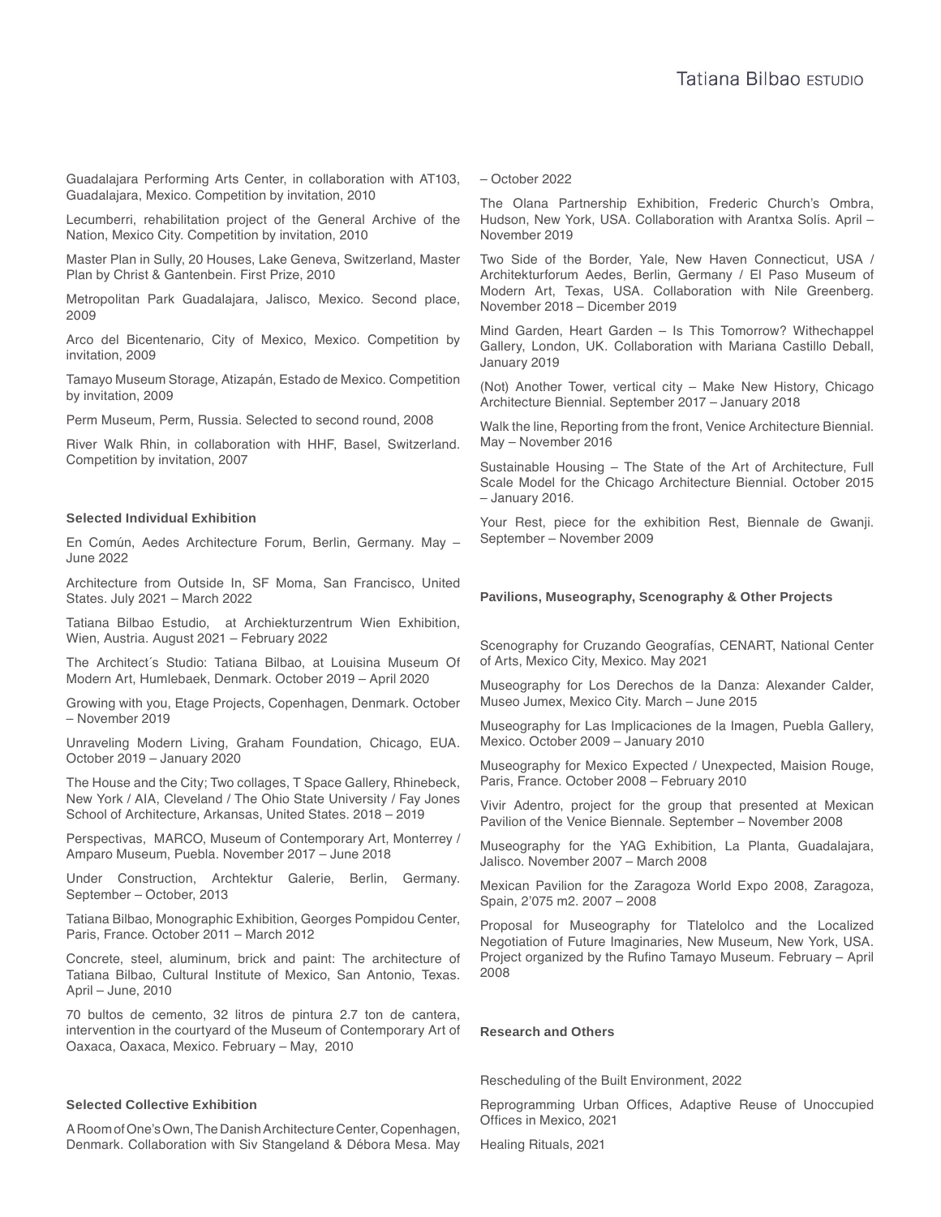Guadalajara Performing Arts Center, in collaboration with AT103, Guadalajara, Mexico. Competition by invitation, 2010

Lecumberri, rehabilitation project of the General Archive of the Nation, Mexico City. Competition by invitation, 2010

Master Plan in Sully, 20 Houses, Lake Geneva, Switzerland, Master Plan by Christ & Gantenbein. First Prize, 2010

Metropolitan Park Guadalajara, Jalisco, Mexico. Second place, 2009

Arco del Bicentenario, City of Mexico, Mexico. Competition by invitation, 2009

Tamayo Museum Storage, Atizapán, Estado de Mexico. Competition by invitation, 2009

Perm Museum, Perm, Russia. Selected to second round, 2008

River Walk Rhin, in collaboration with HHF, Basel, Switzerland. Competition by invitation, 2007

#### Selected Individual Exhibition

En Común, Aedes Architecture Forum, Berlin, Germany. May – June 2022

Architecture from Outside In, SF Moma, San Francisco, United States. July 2021 – March 2022

Tatiana Bilbao Estudio, at Archiekturzentrum Wien Exhibition, Wien, Austria. August 2021 – February 2022

The Architect´s Studio: Tatiana Bilbao, at Louisina Museum Of Modern Art, Humlebaek, Denmark. October 2019 – April 2020

Growing with you, Etage Projects, Copenhagen, Denmark. October – November 2019

Unraveling Modern Living, Graham Foundation, Chicago, EUA. October 2019 – January 2020

The House and the City; Two collages, T Space Gallery, Rhinebeck, New York / AIA, Cleveland / The Ohio State University / Fay Jones School of Architecture, Arkansas, United States. 2018 – 2019

Perspectivas, MARCO, Museum of Contemporary Art, Monterrey / Amparo Museum, Puebla. November 2017 – June 2018

Under Construction, Archtektur Galerie, Berlin, Germany. September – October, 2013

Tatiana Bilbao, Monographic Exhibition, Georges Pompidou Center, Paris, France. October 2011 – March 2012

Concrete, steel, aluminum, brick and paint: The architecture of Tatiana Bilbao, Cultural Institute of Mexico, San Antonio, Texas. April – June, 2010

70 bultos de cemento, 32 litros de pintura 2.7 ton de cantera, intervention in the courtyard of the Museum of Contemporary Art of Oaxaca, Oaxaca, Mexico. February – May, 2010

#### Selected Collective Exhibition

A Room of One's Own, The Danish Architecture Center, Copenhagen, Denmark. Collaboration with Siv Stangeland & Débora Mesa. May – October 2022

The Olana Partnership Exhibition, Frederic Church's Ombra, Hudson, New York, USA. Collaboration with Arantxa Solís. April – November 2019

Two Side of the Border, Yale, New Haven Connecticut, USA / Architekturforum Aedes, Berlin, Germany / El Paso Museum of Modern Art, Texas, USA. Collaboration with Nile Greenberg. November 2018 – Dicember 2019

Mind Garden, Heart Garden – Is This Tomorrow? Withechappel Gallery, London, UK. Collaboration with Mariana Castillo Deball, January 2019

(Not) Another Tower, vertical city – Make New History, Chicago Architecture Biennial. September 2017 – January 2018

Walk the line, Reporting from the front, Venice Architecture Biennial. May – November 2016

Sustainable Housing – The State of the Art of Architecture, Full Scale Model for the Chicago Architecture Biennial. October 2015 – January 2016.

Your Rest, piece for the exhibition Rest, Biennale de Gwanji. September – November 2009

#### Pavilions, Museography, Scenography & Other Projects

Scenography for Cruzando Geografías, CENART, National Center of Arts, Mexico City, Mexico. May 2021

Museography for Los Derechos de la Danza: Alexander Calder, Museo Jumex, Mexico City. March – June 2015

Museography for Las Implicaciones de la Imagen, Puebla Gallery, Mexico. October 2009 – January 2010

Museography for Mexico Expected / Unexpected, Maision Rouge, Paris, France. October 2008 – February 2010

Vivir Adentro, project for the group that presented at Mexican Pavilion of the Venice Biennale. September – November 2008

Museography for the YAG Exhibition, La Planta, Guadalajara, Jalisco. November 2007 – March 2008

Mexican Pavilion for the Zaragoza World Expo 2008, Zaragoza, Spain, 2'075 m2. 2007 – 2008

Proposal for Museography for Tlatelolco and the Localized Negotiation of Future Imaginaries, New Museum, New York, USA. Project organized by the Rufino Tamayo Museum. February – April 2008

#### Research and Others

Rescheduling of the Built Environment, 2022

Reprogramming Urban Offices, Adaptive Reuse of Unoccupied Offices in Mexico, 2021

Healing Rituals, 2021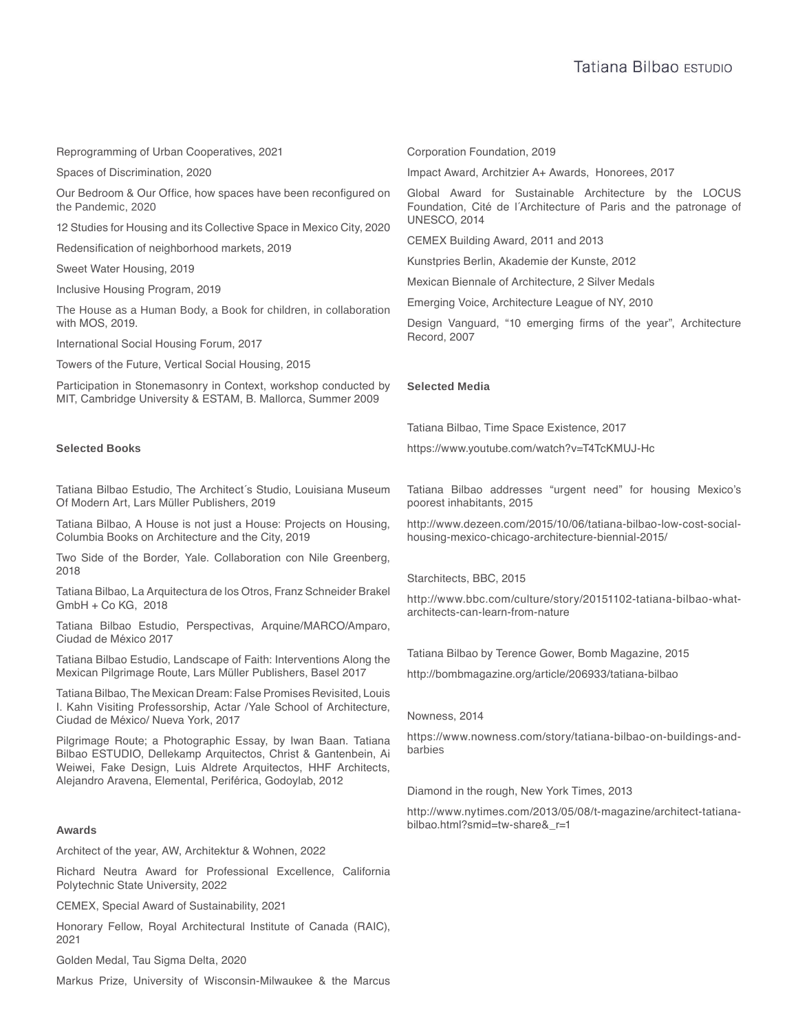Reprogramming of Urban Cooperatives, 2021

Spaces of Discrimination, 2020

Our Bedroom & Our Office, how spaces have been reconfigured on the Pandemic, 2020

12 Studies for Housing and its Collective Space in Mexico City, 2020

Redensification of neighborhood markets, 2019

Sweet Water Housing, 2019

Inclusive Housing Program, 2019

The House as a Human Body, a Book for children, in collaboration with MOS, 2019.

International Social Housing Forum, 2017

Towers of the Future, Vertical Social Housing, 2015

Participation in Stonemasonry in Context, workshop conducted by MIT, Cambridge University & ESTAM, B. Mallorca, Summer 2009

**Selected Books**

Tatiana Bilbao Estudio, The Architect´s Studio, Louisiana Museum Of Modern Art, Lars Müller Publishers, 2019

Tatiana Bilbao, A House is not just a House: Projects on Housing, Columbia Books on Architecture and the City, 2019

Two Side of the Border, Yale. Collaboration con Nile Greenberg, 2018

Tatiana Bilbao, La Arquitectura de los Otros, Franz Schneider Brakel GmbH + Co KG, 2018

Tatiana Bilbao Estudio, Perspectivas, Arquine/MARCO/Amparo, Ciudad de México 2017

Tatiana Bilbao Estudio, Landscape of Faith: Interventions Along the Mexican Pilgrimage Route, Lars Müller Publishers, Basel 2017

Tatiana Bilbao, The Mexican Dream: False Promises Revisited, Louis I. Kahn Visiting Professorship, Actar /Yale School of Architecture, Ciudad de México/ Nueva York, 2017

Pilgrimage Route; a Photographic Essay, by Iwan Baan. Tatiana Bilbao ESTUDIO, Dellekamp Arquitectos, Christ & Gantenbein, Ai Weiwei, Fake Design, Luis Aldrete Arquitectos, HHF Architects, Alejandro Aravena, Elemental, Periférica, Godoylab, 2012

**Awards**

Architect of the year, AW, Architektur & Wohnen, 2022

Richard Neutra Award for Professional Excellence, California Polytechnic State University, 2022

CEMEX, Special Award of Sustainability, 2021

Honorary Fellow, Royal Architectural Institute of Canada (RAIC), 2021

Golden Medal, Tau Sigma Delta, 2020

Markus Prize, University of Wisconsin-Milwaukee & the Marcus Corporation Foundation, 2019

Impact Award, Architzier A+ Awards, Honorees, 2017

Global Award for Sustainable Architecture by the LOCUS Foundation, Cité de l´Architecture of Paris and the patronage of UNESCO, 2014

CEMEX Building Award, 2011 and 2013

Kunstpries Berlin, Akademie der Kunste, 2012

Mexican Biennale of Architecture, 2 Silver Medals

Emerging Voice, Architecture League of NY, 2010

Design Vanguard, "10 emerging firms of the year", Architecture Record, 2007

**Selected Media**

Tatiana Bilbao, Time Space Existence, 2017

https://www.youtube.com/watch?v=T4TcKMUJ-Hc

Tatiana Bilbao addresses "urgent need" for housing Mexico's poorest inhabitants, 2015

http://www.dezeen.com/2015/10/06/tatiana-bilbao-low-cost-social-housing-mexico-chicago-architecture-biennial-2015/

Starchitects, BBC, 2015

http://www.bbc.com/culture/story/20151102-tatiana-bilbao-what-architects-can-learn-from-nature

Tatiana Bilbao by Terence Gower, Bomb Magazine, 2015

http://bombmagazine.org/article/206933/tatiana-bilbao

Nowness, 2014

https://www.nowness.com/story/tatiana-bilbao-on-buildings-and-barbies

Diamond in the rough, New York Times, 2013

http://www.nytimes.com/2013/05/08/t-magazine/architect-tatiana-bilbao.html?smid=tw-share&_r=1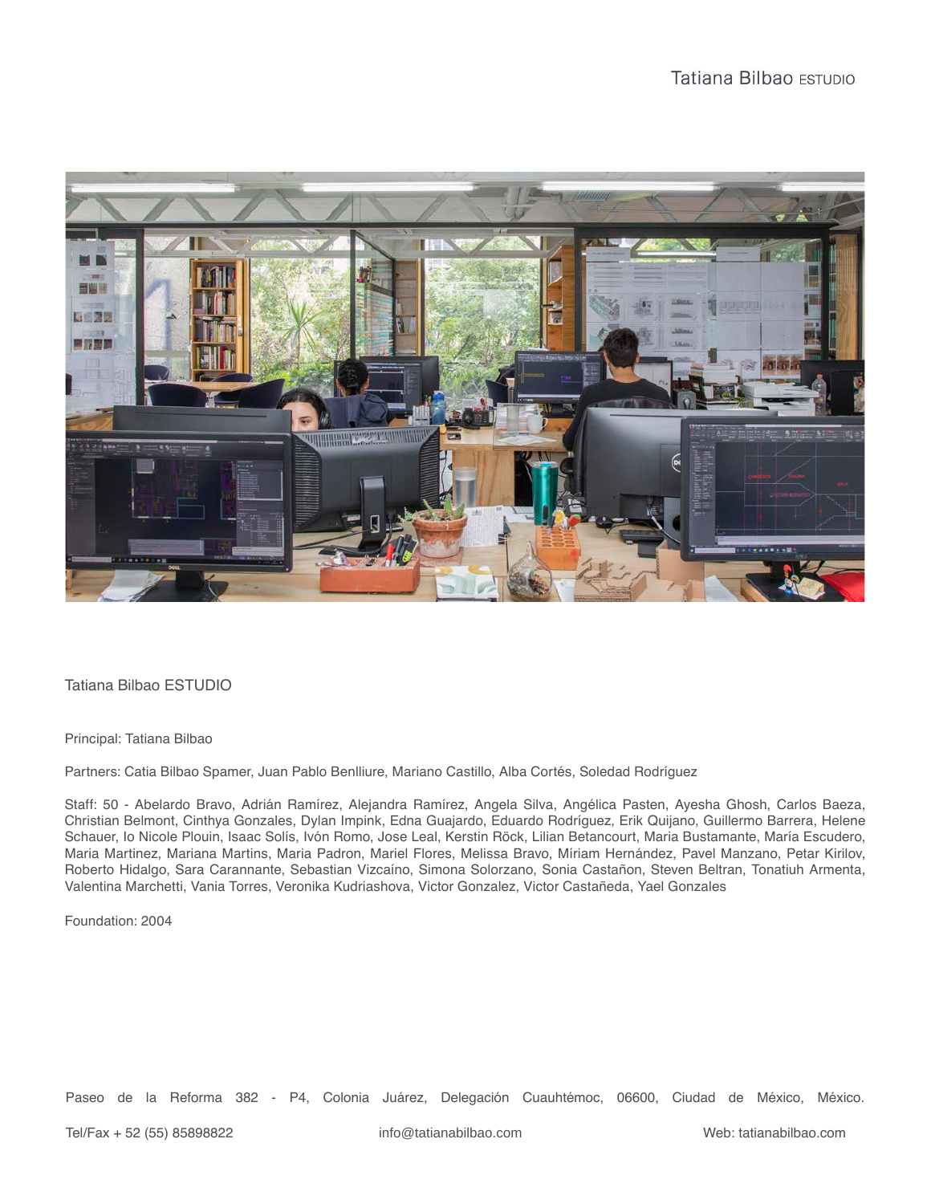Tatiana Bilbao ESTUDIO

Principal: Tatiana Bilbao

Partners: Catia Bilbao Spamer, Juan Pablo Benlliure, Mariano Castillo, Alba Cortés, Soledad Rodríguez

Staff: 50 - Abelardo Bravo, Adrián Ramírez, Alejandra Ramírez, Angela Silva, Angélica Pasten, Ayesha Ghosh, Carlos Baeza, Christian Belmont, Cinthya Gonzales, Dylan Impink, Edna Guajardo, Eduardo Rodríguez, Erik Quijano, Guillermo Barrera, Helene Schauer, Io Nicole Plouin, Isaac Solís, Ivón Romo, Jose Leal, Kerstin Röck, Lilian Betancourt, Maria Bustamante, María Escudero, Maria Martinez, Mariana Martins, Maria Padron, Mariel Flores, Melissa Bravo, Míriam Hernández, Pavel Manzano, Petar Kirilov, Roberto Hidalgo, Sara Carannante, Sebastian Vizcaíno, Simona Solorzano, Sonia Castañon, Steven Beltran, Tonatiuh Armenta, Valentina Marchetti, Vania Torres, Veronika Kudriashova, Victor Gonzalez, Victor Castañeda, Yael Gonzales

Foundation: 2004

Paseo de la Reforma 382 - P4, Colonia Juárez, Delegación Cuauhtémoc, 06600, Ciudad de México, México.

Tel/Fax + 52 (55) 85898822 info@tatianabilbao.com Web: tatianabilbao.com